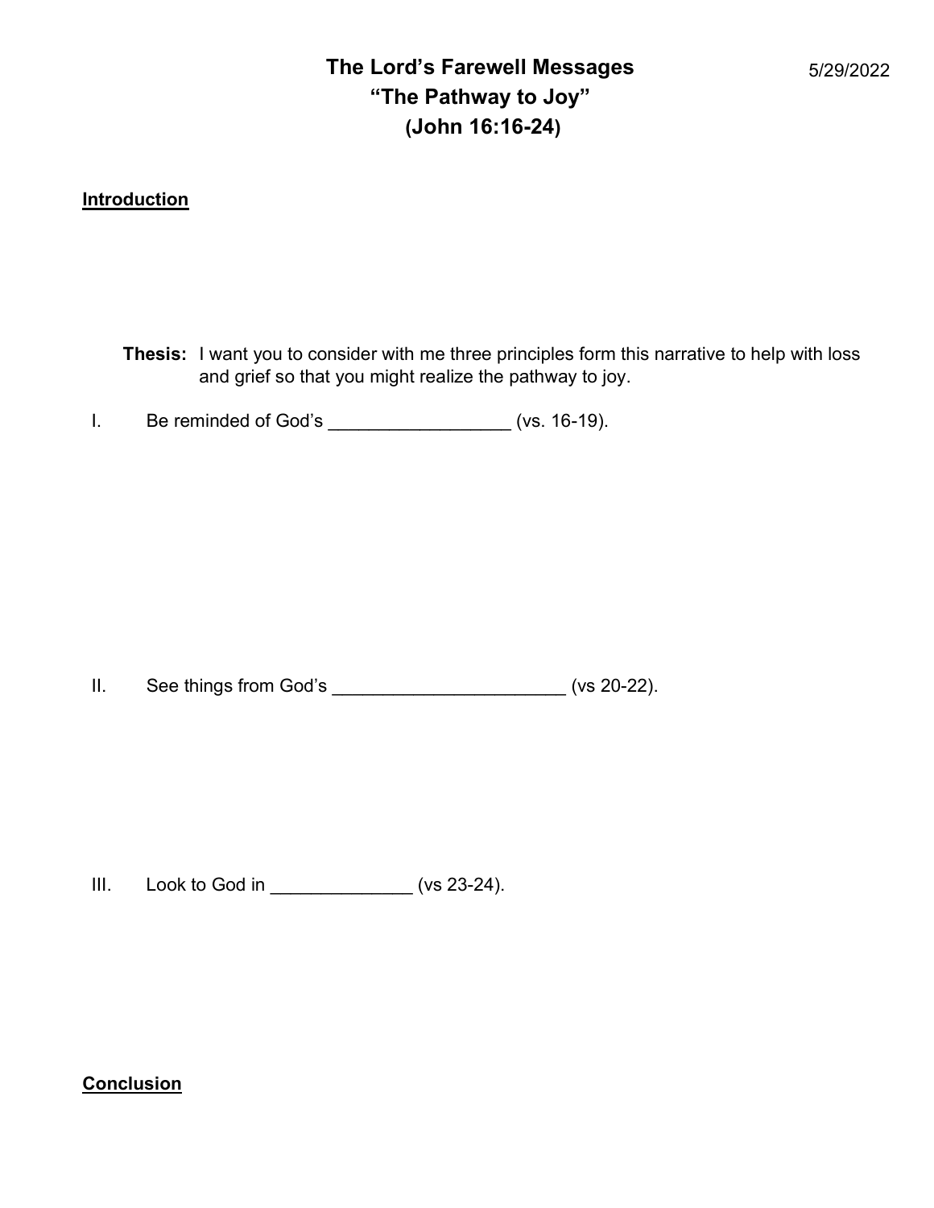# The Lord's Farewell Messages
## "The Pathway to Joy"
## (John 16:16-24)

5/29/2022

**Introduction**

**Thesis:** I want you to consider with me three principles form this narrative to help with loss and grief so that you might realize the pathway to joy.

I. Be reminded of God's __________________ (vs. 16-19).

II. See things from God's _______________________ (vs 20-22).

III. Look to God in ______________ (vs 23-24).

**Conclusion**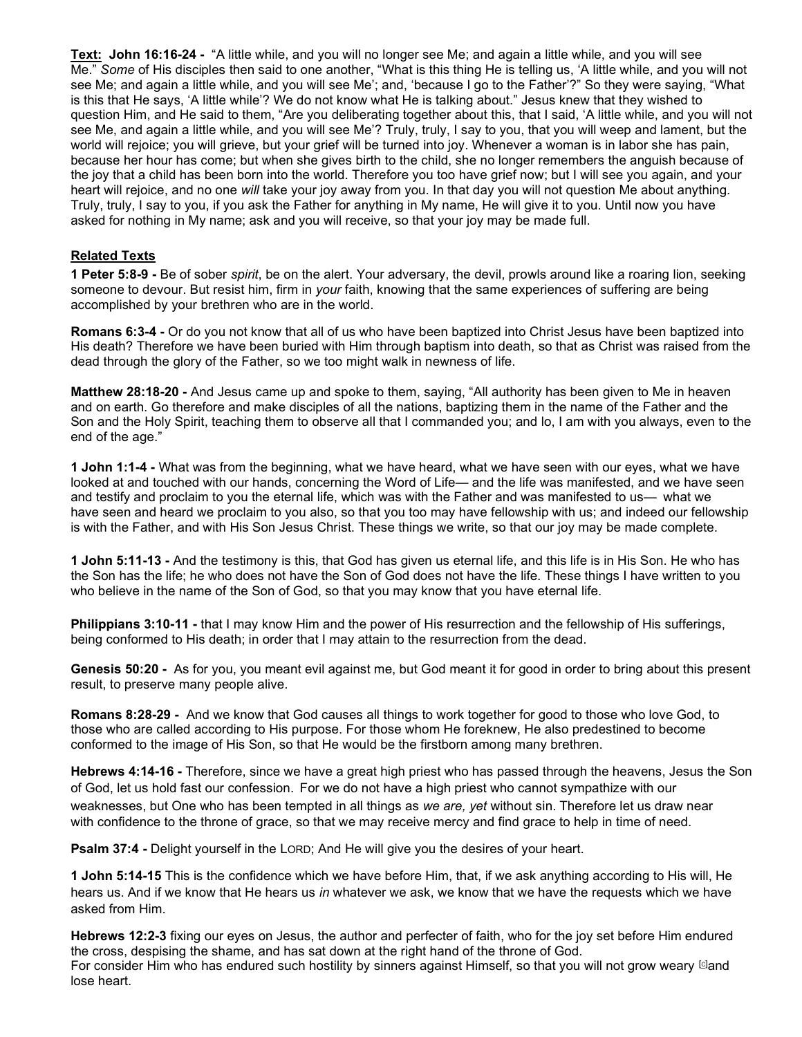**Text: John 16:16-24 -** "A little while, and you will no longer see Me; and again a little while, and you will see Me." *Some* of His disciples then said to one another, "What is this thing He is telling us, 'A little while, and you will not see Me; and again a little while, and you will see Me'; and, 'because I go to the Father'?" So they were saying, "What is this that He says, 'A little while'? We do not know what He is talking about." Jesus knew that they wished to question Him, and He said to them, "Are you deliberating together about this, that I said, 'A little while, and you will not see Me, and again a little while, and you will see Me'? Truly, truly, I say to you, that you will weep and lament, but the world will rejoice; you will grieve, but your grief will be turned into joy. Whenever a woman is in labor she has pain, because her hour has come; but when she gives birth to the child, she no longer remembers the anguish because of the joy that a child has been born into the world. Therefore you too have grief now; but I will see you again, and your heart will rejoice, and no one *will* take your joy away from you. In that day you will not question Me about anything. Truly, truly, I say to you, if you ask the Father for anything in My name, He will give it to you. Until now you have asked for nothing in My name; ask and you will receive, so that your joy may be made full.

**Related Texts**

**1 Peter 5:8-9 -** Be of sober *spirit*, be on the alert. Your adversary, the devil, prowls around like a roaring lion, seeking someone to devour. But resist him, firm in *your* faith, knowing that the same experiences of suffering are being accomplished by your brethren who are in the world.

**Romans 6:3-4 -** Or do you not know that all of us who have been baptized into Christ Jesus have been baptized into His death? Therefore we have been buried with Him through baptism into death, so that as Christ was raised from the dead through the glory of the Father, so we too might walk in newness of life.

**Matthew 28:18-20 -** And Jesus came up and spoke to them, saying, "All authority has been given to Me in heaven and on earth. Go therefore and make disciples of all the nations, baptizing them in the name of the Father and the Son and the Holy Spirit, teaching them to observe all that I commanded you; and lo, I am with you always, even to the end of the age."

**1 John 1:1-4 -** What was from the beginning, what we have heard, what we have seen with our eyes, what we have looked at and touched with our hands, concerning the Word of Life— and the life was manifested, and we have seen and testify and proclaim to you the eternal life, which was with the Father and was manifested to us— what we have seen and heard we proclaim to you also, so that you too may have fellowship with us; and indeed our fellowship is with the Father, and with His Son Jesus Christ. These things we write, so that our joy may be made complete.

**1 John 5:11-13 -** And the testimony is this, that God has given us eternal life, and this life is in His Son. He who has the Son has the life; he who does not have the Son of God does not have the life. These things I have written to you who believe in the name of the Son of God, so that you may know that you have eternal life.

**Philippians 3:10-11 -** that I may know Him and the power of His resurrection and the fellowship of His sufferings, being conformed to His death; in order that I may attain to the resurrection from the dead.

**Genesis 50:20 -** As for you, you meant evil against me, but God meant it for good in order to bring about this present result, to preserve many people alive.

**Romans 8:28-29 -** And we know that God causes all things to work together for good to those who love God, to those who are called according to His purpose. For those whom He foreknew, He also predestined to become conformed to the image of His Son, so that He would be the firstborn among many brethren.

**Hebrews 4:14-16 -** Therefore, since we have a great high priest who has passed through the heavens, Jesus the Son of God, let us hold fast our confession. For we do not have a high priest who cannot sympathize with our weaknesses, but One who has been tempted in all things as *we are, yet* without sin. Therefore let us draw near with confidence to the throne of grace, so that we may receive mercy and find grace to help in time of need.

**Psalm 37:4 -** Delight yourself in the LORD; And He will give you the desires of your heart.

**1 John 5:14-15** This is the confidence which we have before Him, that, if we ask anything according to His will, He hears us. And if we know that He hears us *in* whatever we ask, we know that we have the requests which we have asked from Him.

**Hebrews 12:2-3** fixing our eyes on Jesus, the author and perfecter of faith, who for the joy set before Him endured the cross, despising the shame, and has sat down at the right hand of the throne of God.
For consider Him who has endured such hostility by sinners against Himself, so that you will not grow weary [c]and lose heart.